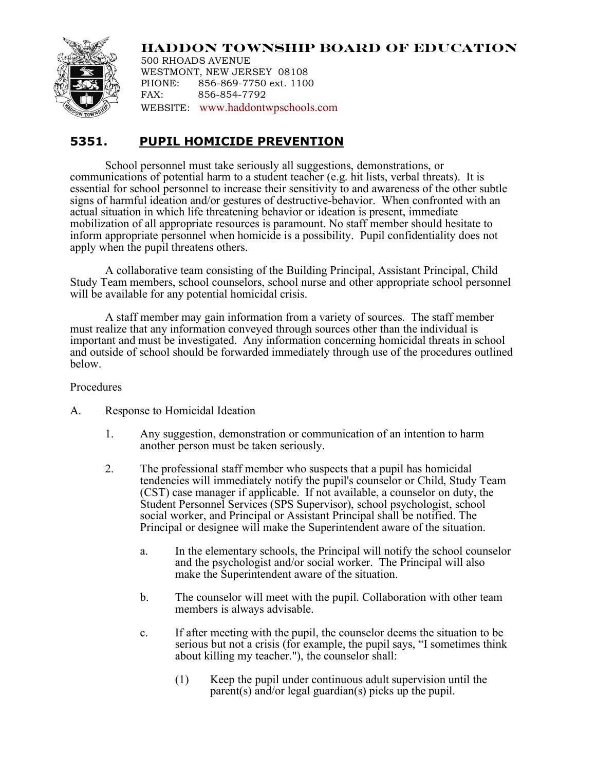# HADDON TOWNSHIP BOARD OF EDUCATION

500 RHOADS AVENUE
WESTMONT, NEW JERSEY 08108
PHONE: 856-869-7750 ext. 1100
FAX: 856-854-7792
WEBSITE: www.haddontwpschools.com

## 5351. PUPIL HOMICIDE PREVENTION

School personnel must take seriously all suggestions, demonstrations, or communications of potential harm to a student teacher (e.g. hit lists, verbal threats). It is essential for school personnel to increase their sensitivity to and awareness of the other subtle signs of harmful ideation and/or gestures of destructive-behavior. When confronted with an actual situation in which life threatening behavior or ideation is present, immediate mobilization of all appropriate resources is paramount. No staff member should hesitate to inform appropriate personnel when homicide is a possibility. Pupil confidentiality does not apply when the pupil threatens others.

A collaborative team consisting of the Building Principal, Assistant Principal, Child Study Team members, school counselors, school nurse and other appropriate school personnel will be available for any potential homicidal crisis.

A staff member may gain information from a variety of sources. The staff member must realize that any information conveyed through sources other than the individual is important and must be investigated. Any information concerning homicidal threats in school and outside of school should be forwarded immediately through use of the procedures outlined below.

Procedures

A. Response to Homicidal Ideation

1. Any suggestion, demonstration or communication of an intention to harm another person must be taken seriously.

2. The professional staff member who suspects that a pupil has homicidal tendencies will immediately notify the pupil's counselor or Child, Study Team (CST) case manager if applicable. If not available, a counselor on duty, the Student Personnel Services (SPS Supervisor), school psychologist, school social worker, and Principal or Assistant Principal shall be notified. The Principal or designee will make the Superintendent aware of the situation.

   a. In the elementary schools, the Principal will notify the school counselor and the psychologist and/or social worker. The Principal will also make the Superintendent aware of the situation.

   b. The counselor will meet with the pupil. Collaboration with other team members is always advisable.

   c. If after meeting with the pupil, the counselor deems the situation to be serious but not a crisis (for example, the pupil says, "I sometimes think about killing my teacher."), the counselor shall:

      (1) Keep the pupil under continuous adult supervision until the parent(s) and/or legal guardian(s) picks up the pupil.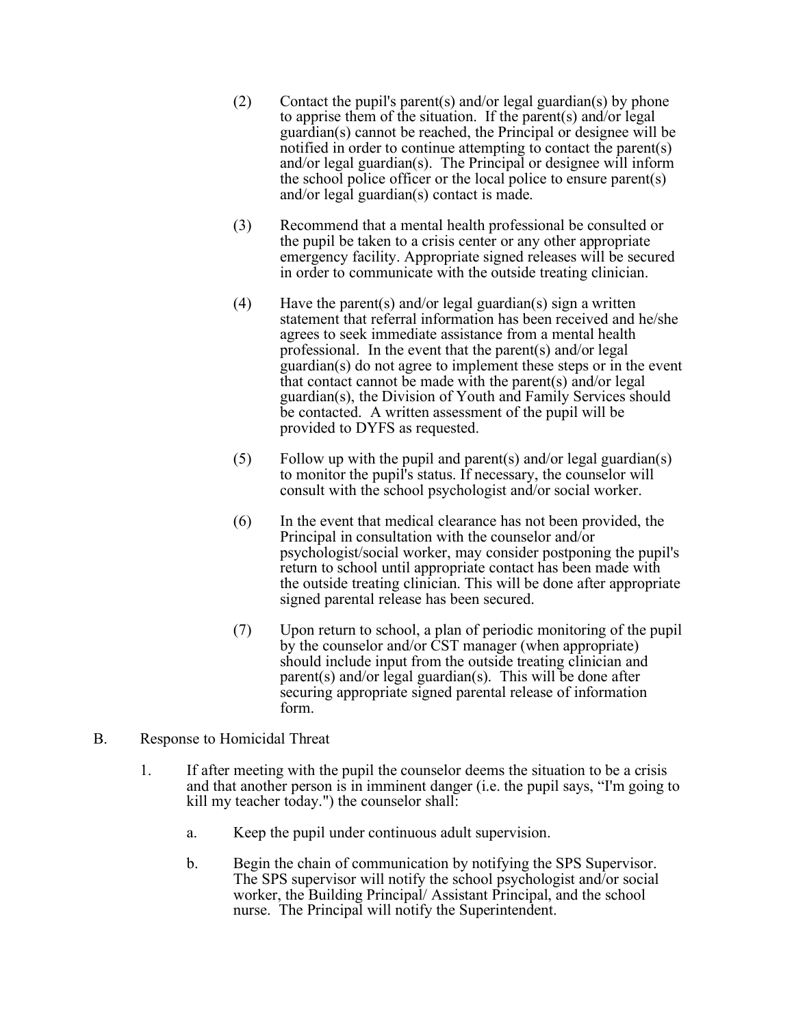(2) Contact the pupil's parent(s) and/or legal guardian(s) by phone to apprise them of the situation. If the parent(s) and/or legal guardian(s) cannot be reached, the Principal or designee will be notified in order to continue attempting to contact the parent(s) and/or legal guardian(s). The Principal or designee will inform the school police officer or the local police to ensure parent(s) and/or legal guardian(s) contact is made.

(3) Recommend that a mental health professional be consulted or the pupil be taken to a crisis center or any other appropriate emergency facility. Appropriate signed releases will be secured in order to communicate with the outside treating clinician.

(4) Have the parent(s) and/or legal guardian(s) sign a written statement that referral information has been received and he/she agrees to seek immediate assistance from a mental health professional. In the event that the parent(s) and/or legal guardian(s) do not agree to implement these steps or in the event that contact cannot be made with the parent(s) and/or legal guardian(s), the Division of Youth and Family Services should be contacted. A written assessment of the pupil will be provided to DYFS as requested.

(5) Follow up with the pupil and parent(s) and/or legal guardian(s) to monitor the pupil's status. If necessary, the counselor will consult with the school psychologist and/or social worker.

(6) In the event that medical clearance has not been provided, the Principal in consultation with the counselor and/or psychologist/social worker, may consider postponing the pupil's return to school until appropriate contact has been made with the outside treating clinician. This will be done after appropriate signed parental release has been secured.

(7) Upon return to school, a plan of periodic monitoring of the pupil by the counselor and/or CST manager (when appropriate) should include input from the outside treating clinician and parent(s) and/or legal guardian(s). This will be done after securing appropriate signed parental release of information form.

B. Response to Homicidal Threat

1. If after meeting with the pupil the counselor deems the situation to be a crisis and that another person is in imminent danger (i.e. the pupil says, "I'm going to kill my teacher today.") the counselor shall:

   a. Keep the pupil under continuous adult supervision.

   b. Begin the chain of communication by notifying the SPS Supervisor. The SPS supervisor will notify the school psychologist and/or social worker, the Building Principal/ Assistant Principal, and the school nurse. The Principal will notify the Superintendent.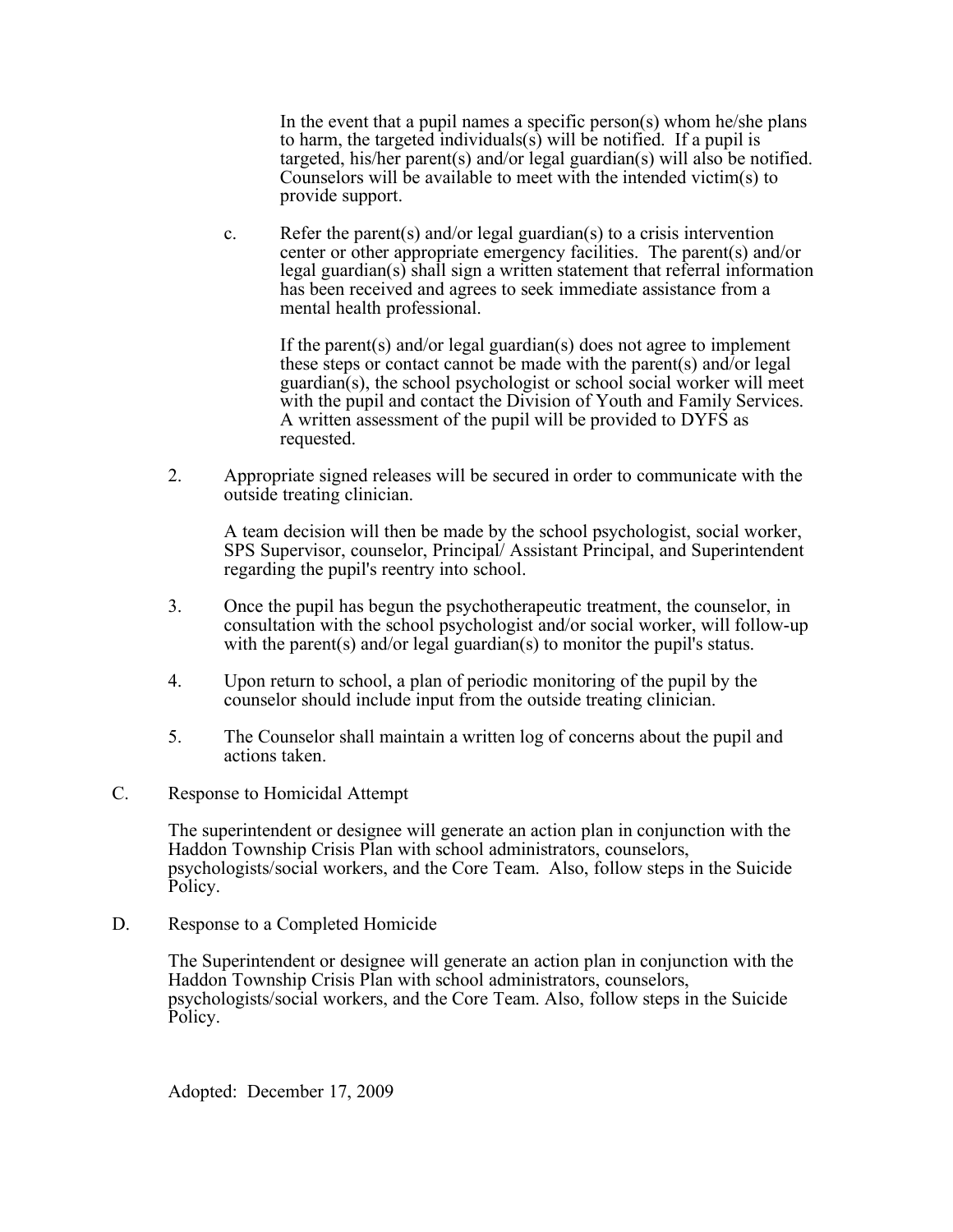In the event that a pupil names a specific person(s) whom he/she plans to harm, the targeted individuals(s) will be notified. If a pupil is targeted, his/her parent(s) and/or legal guardian(s) will also be notified. Counselors will be available to meet with the intended victim(s) to provide support.

c. Refer the parent(s) and/or legal guardian(s) to a crisis intervention center or other appropriate emergency facilities. The parent(s) and/or legal guardian(s) shall sign a written statement that referral information has been received and agrees to seek immediate assistance from a mental health professional.

   If the parent(s) and/or legal guardian(s) does not agree to implement these steps or contact cannot be made with the parent(s) and/or legal guardian(s), the school psychologist or school social worker will meet with the pupil and contact the Division of Youth and Family Services. A written assessment of the pupil will be provided to DYFS as requested.

2. Appropriate signed releases will be secured in order to communicate with the outside treating clinician.

   A team decision will then be made by the school psychologist, social worker, SPS Supervisor, counselor, Principal/ Assistant Principal, and Superintendent regarding the pupil's reentry into school.

3. Once the pupil has begun the psychotherapeutic treatment, the counselor, in consultation with the school psychologist and/or social worker, will follow-up with the parent(s) and/or legal guardian(s) to monitor the pupil's status.

4. Upon return to school, a plan of periodic monitoring of the pupil by the counselor should include input from the outside treating clinician.

5. The Counselor shall maintain a written log of concerns about the pupil and actions taken.

C. Response to Homicidal Attempt

   The superintendent or designee will generate an action plan in conjunction with the Haddon Township Crisis Plan with school administrators, counselors, psychologists/social workers, and the Core Team. Also, follow steps in the Suicide Policy.

D. Response to a Completed Homicide

   The Superintendent or designee will generate an action plan in conjunction with the Haddon Township Crisis Plan with school administrators, counselors, psychologists/social workers, and the Core Team. Also, follow steps in the Suicide Policy.

Adopted: December 17, 2009